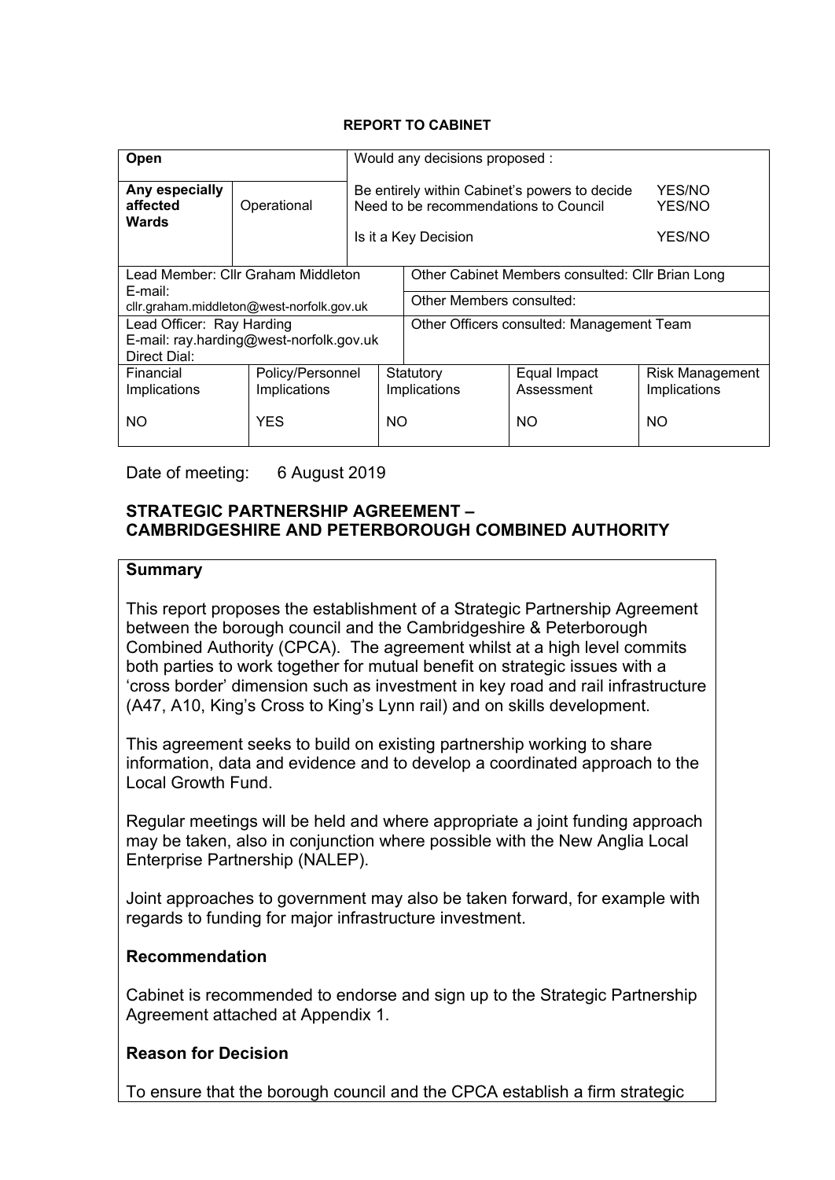**REPORT TO CABINET**

| Open | | Would any decisions proposed : | | | |
|---|---|---|---|---|---|
| Any especially affected Wards | Operational | Be entirely within Cabinet's powers to decide<br>Need to be recommendations to Council<br><br>Is it a Key Decision | | | YES/NO<br>YES/NO<br><br>YES/NO |
| Lead Member: Cllr Graham Middleton<br>E-mail: cllr.graham.middleton@west-norfolk.gov.uk | | Other Cabinet Members consulted: Cllr Brian Long | | | |
| | | Other Members consulted: | | | |
| Lead Officer: Ray Harding<br>E-mail: ray.harding@west-norfolk.gov.uk<br>Direct Dial: | | Other Officers consulted: Management Team | | | |
| Financial Implications<br><br>NO | Policy/Personnel Implications<br><br>YES | Statutory Implications<br><br>NO | Equal Impact Assessment<br><br>NO | Risk Management Implications<br><br>NO | |

Date of meeting: 6 August 2019

## STRATEGIC PARTNERSHIP AGREEMENT – CAMBRIDGESHIRE AND PETERBOROUGH COMBINED AUTHORITY

### Summary

This report proposes the establishment of a Strategic Partnership Agreement between the borough council and the Cambridgeshire & Peterborough Combined Authority (CPCA). The agreement whilst at a high level commits both parties to work together for mutual benefit on strategic issues with a 'cross border' dimension such as investment in key road and rail infrastructure (A47, A10, King's Cross to King's Lynn rail) and on skills development.

This agreement seeks to build on existing partnership working to share information, data and evidence and to develop a coordinated approach to the Local Growth Fund.

Regular meetings will be held and where appropriate a joint funding approach may be taken, also in conjunction where possible with the New Anglia Local Enterprise Partnership (NALEP).

Joint approaches to government may also be taken forward, for example with regards to funding for major infrastructure investment.

### Recommendation

Cabinet is recommended to endorse and sign up to the Strategic Partnership Agreement attached at Appendix 1.

### Reason for Decision

To ensure that the borough council and the CPCA establish a firm strategic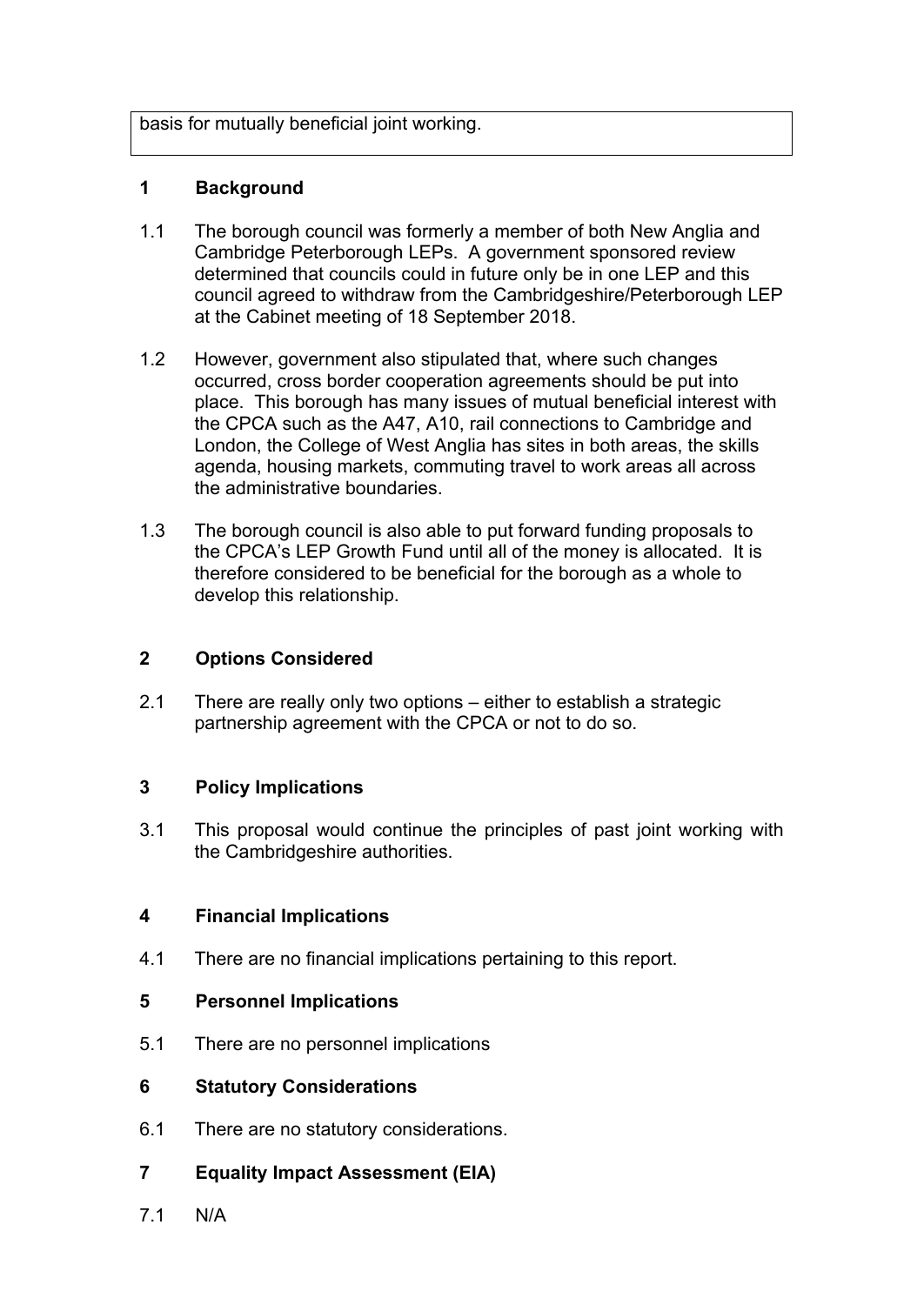basis for mutually beneficial joint working.

## 1 Background

1.1 The borough council was formerly a member of both New Anglia and Cambridge Peterborough LEPs. A government sponsored review determined that councils could in future only be in one LEP and this council agreed to withdraw from the Cambridgeshire/Peterborough LEP at the Cabinet meeting of 18 September 2018.

1.2 However, government also stipulated that, where such changes occurred, cross border cooperation agreements should be put into place. This borough has many issues of mutual beneficial interest with the CPCA such as the A47, A10, rail connections to Cambridge and London, the College of West Anglia has sites in both areas, the skills agenda, housing markets, commuting travel to work areas all across the administrative boundaries.

1.3 The borough council is also able to put forward funding proposals to the CPCA's LEP Growth Fund until all of the money is allocated. It is therefore considered to be beneficial for the borough as a whole to develop this relationship.

## 2 Options Considered

2.1 There are really only two options – either to establish a strategic partnership agreement with the CPCA or not to do so.

## 3 Policy Implications

3.1 This proposal would continue the principles of past joint working with the Cambridgeshire authorities.

## 4 Financial Implications

4.1 There are no financial implications pertaining to this report.

## 5 Personnel Implications

5.1 There are no personnel implications

## 6 Statutory Considerations

6.1 There are no statutory considerations.

## 7 Equality Impact Assessment (EIA)

7.1 N/A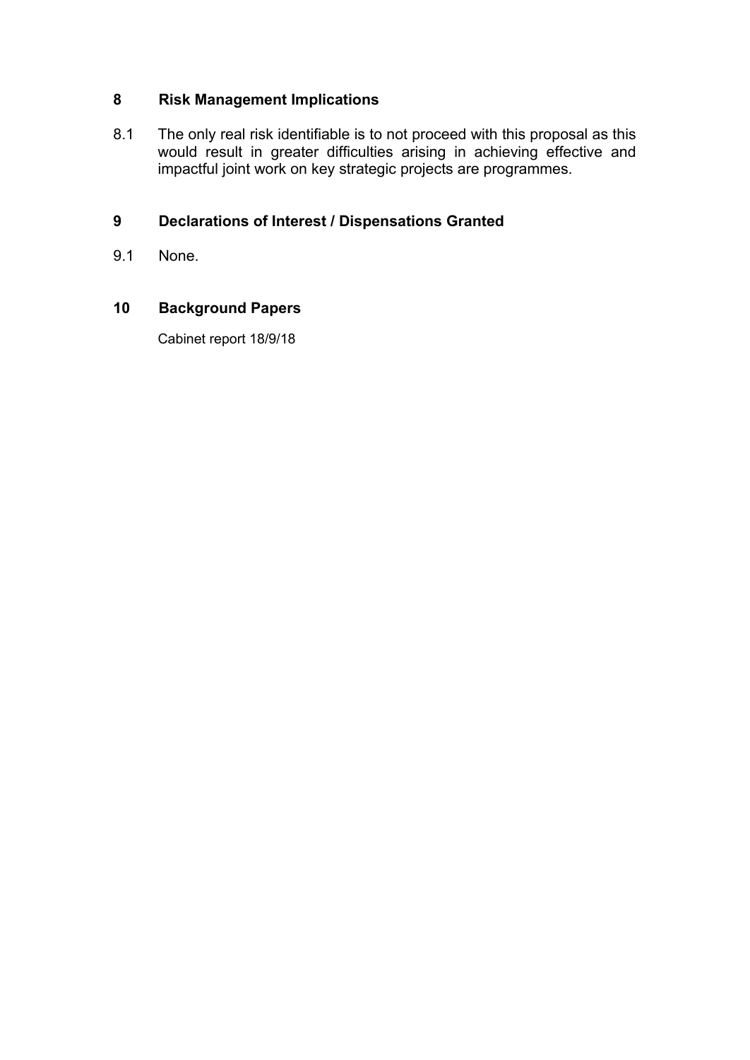## 8 Risk Management Implications

8.1 The only real risk identifiable is to not proceed with this proposal as this would result in greater difficulties arising in achieving effective and impactful joint work on key strategic projects are programmes.

## 9 Declarations of Interest / Dispensations Granted

9.1 None.

## 10 Background Papers

Cabinet report 18/9/18